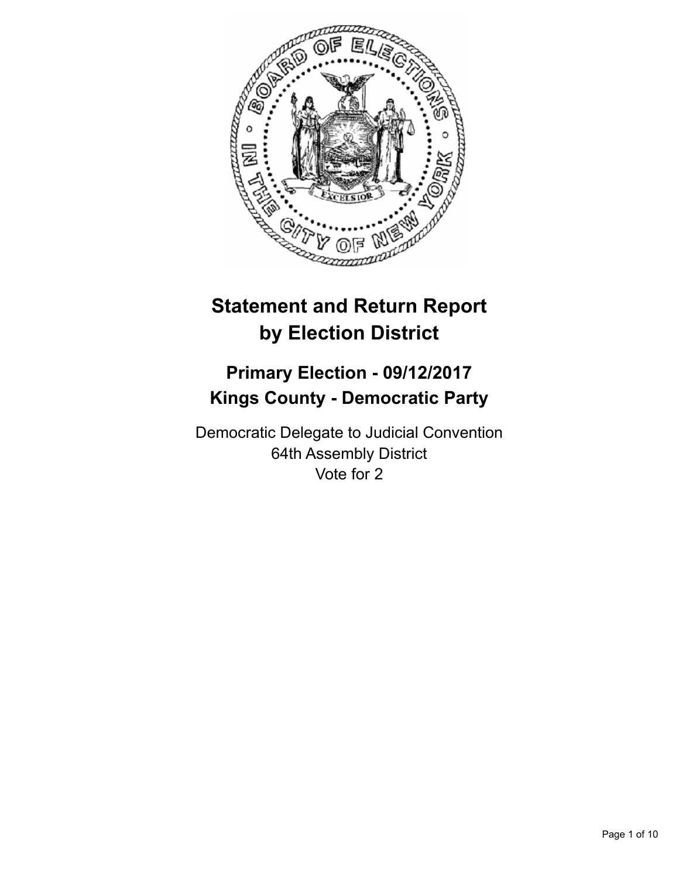# Statement and Return Report by Election District

## Primary Election - 09/12/2017
## Kings County - Democratic Party

Democratic Delegate to Judicial Convention
64th Assembly District
Vote for 2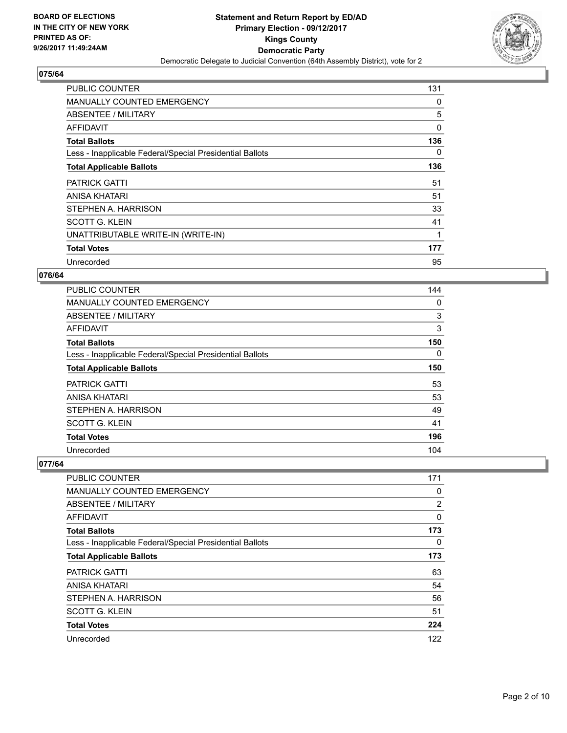BOARD OF ELECTIONS
IN THE CITY OF NEW YORK
PRINTED AS OF:
9/26/2017 11:49:24AM

**Statement and Return Report by ED/AD**
**Primary Election - 09/12/2017**
**Kings County**
**Democratic Party**
Democratic Delegate to Judicial Convention (64th Assembly District), vote for 2

## 075/64

| | |
|---|---|
| PUBLIC COUNTER | 131 |
| MANUALLY COUNTED EMERGENCY | 0 |
| ABSENTEE / MILITARY | 5 |
| AFFIDAVIT | 0 |
| **Total Ballots** | **136** |
| Less - Inapplicable Federal/Special Presidential Ballots | 0 |
| **Total Applicable Ballots** | **136** |
| PATRICK GATTI | 51 |
| ANISA KHATARI | 51 |
| STEPHEN A. HARRISON | 33 |
| SCOTT G. KLEIN | 41 |
| UNATTRIBUTABLE WRITE-IN (WRITE-IN) | 1 |
| **Total Votes** | **177** |
| Unrecorded | 95 |

## 076/64

| | |
|---|---|
| PUBLIC COUNTER | 144 |
| MANUALLY COUNTED EMERGENCY | 0 |
| ABSENTEE / MILITARY | 3 |
| AFFIDAVIT | 3 |
| **Total Ballots** | **150** |
| Less - Inapplicable Federal/Special Presidential Ballots | 0 |
| **Total Applicable Ballots** | **150** |
| PATRICK GATTI | 53 |
| ANISA KHATARI | 53 |
| STEPHEN A. HARRISON | 49 |
| SCOTT G. KLEIN | 41 |
| **Total Votes** | **196** |
| Unrecorded | 104 |

## 077/64

| | |
|---|---|
| PUBLIC COUNTER | 171 |
| MANUALLY COUNTED EMERGENCY | 0 |
| ABSENTEE / MILITARY | 2 |
| AFFIDAVIT | 0 |
| **Total Ballots** | **173** |
| Less - Inapplicable Federal/Special Presidential Ballots | 0 |
| **Total Applicable Ballots** | **173** |
| PATRICK GATTI | 63 |
| ANISA KHATARI | 54 |
| STEPHEN A. HARRISON | 56 |
| SCOTT G. KLEIN | 51 |
| **Total Votes** | **224** |
| Unrecorded | 122 |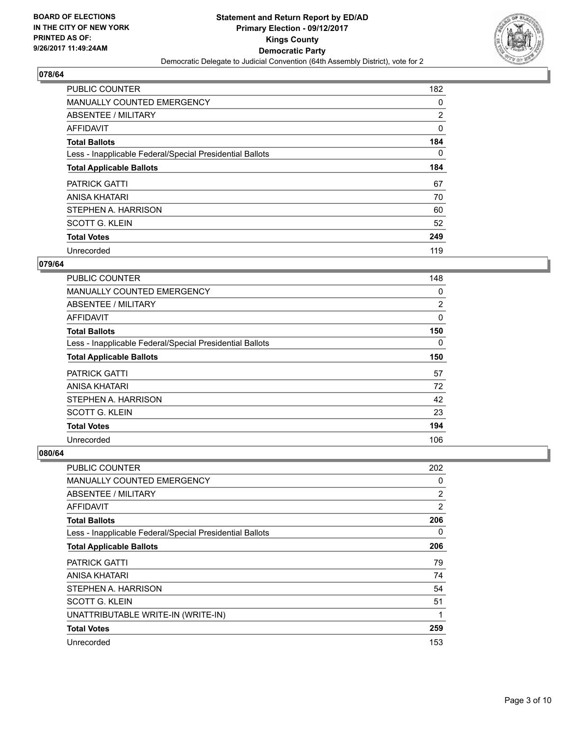BOARD OF ELECTIONS
IN THE CITY OF NEW YORK
PRINTED AS OF:
9/26/2017 11:49:24AM

**Statement and Return Report by ED/AD**
**Primary Election - 09/12/2017**
**Kings County**
**Democratic Party**
Democratic Delegate to Judicial Convention (64th Assembly District), vote for 2

## 078/64

| | |
|---|---|
| PUBLIC COUNTER | 182 |
| MANUALLY COUNTED EMERGENCY | 0 |
| ABSENTEE / MILITARY | 2 |
| AFFIDAVIT | 0 |
| **Total Ballots** | **184** |
| Less - Inapplicable Federal/Special Presidential Ballots | 0 |
| **Total Applicable Ballots** | **184** |
| PATRICK GATTI | 67 |
| ANISA KHATARI | 70 |
| STEPHEN A. HARRISON | 60 |
| SCOTT G. KLEIN | 52 |
| **Total Votes** | **249** |
| Unrecorded | 119 |

## 079/64

| | |
|---|---|
| PUBLIC COUNTER | 148 |
| MANUALLY COUNTED EMERGENCY | 0 |
| ABSENTEE / MILITARY | 2 |
| AFFIDAVIT | 0 |
| **Total Ballots** | **150** |
| Less - Inapplicable Federal/Special Presidential Ballots | 0 |
| **Total Applicable Ballots** | **150** |
| PATRICK GATTI | 57 |
| ANISA KHATARI | 72 |
| STEPHEN A. HARRISON | 42 |
| SCOTT G. KLEIN | 23 |
| **Total Votes** | **194** |
| Unrecorded | 106 |

## 080/64

| | |
|---|---|
| PUBLIC COUNTER | 202 |
| MANUALLY COUNTED EMERGENCY | 0 |
| ABSENTEE / MILITARY | 2 |
| AFFIDAVIT | 2 |
| **Total Ballots** | **206** |
| Less - Inapplicable Federal/Special Presidential Ballots | 0 |
| **Total Applicable Ballots** | **206** |
| PATRICK GATTI | 79 |
| ANISA KHATARI | 74 |
| STEPHEN A. HARRISON | 54 |
| SCOTT G. KLEIN | 51 |
| UNATTRIBUTABLE WRITE-IN (WRITE-IN) | 1 |
| **Total Votes** | **259** |
| Unrecorded | 153 |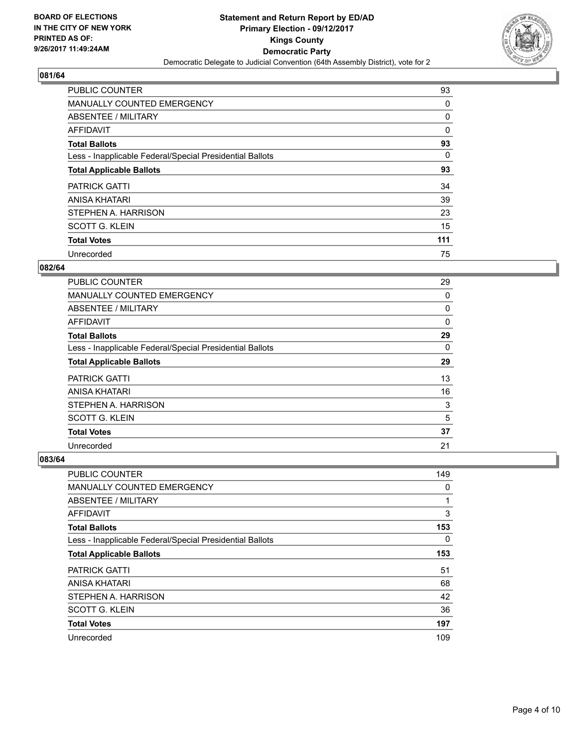BOARD OF ELECTIONS
IN THE CITY OF NEW YORK
PRINTED AS OF:
9/26/2017 11:49:24AM

**Statement and Return Report by ED/AD**
**Primary Election - 09/12/2017**
**Kings County**
**Democratic Party**
Democratic Delegate to Judicial Convention (64th Assembly District), vote for 2

### 081/64

| | |
|---|---|
| PUBLIC COUNTER | 93 |
| MANUALLY COUNTED EMERGENCY | 0 |
| ABSENTEE / MILITARY | 0 |
| AFFIDAVIT | 0 |
| **Total Ballots** | **93** |
| Less - Inapplicable Federal/Special Presidential Ballots | 0 |
| **Total Applicable Ballots** | **93** |
| PATRICK GATTI | 34 |
| ANISA KHATARI | 39 |
| STEPHEN A. HARRISON | 23 |
| SCOTT G. KLEIN | 15 |
| **Total Votes** | **111** |
| Unrecorded | 75 |

### 082/64

| | |
|---|---|
| PUBLIC COUNTER | 29 |
| MANUALLY COUNTED EMERGENCY | 0 |
| ABSENTEE / MILITARY | 0 |
| AFFIDAVIT | 0 |
| **Total Ballots** | **29** |
| Less - Inapplicable Federal/Special Presidential Ballots | 0 |
| **Total Applicable Ballots** | **29** |
| PATRICK GATTI | 13 |
| ANISA KHATARI | 16 |
| STEPHEN A. HARRISON | 3 |
| SCOTT G. KLEIN | 5 |
| **Total Votes** | **37** |
| Unrecorded | 21 |

### 083/64

| | |
|---|---|
| PUBLIC COUNTER | 149 |
| MANUALLY COUNTED EMERGENCY | 0 |
| ABSENTEE / MILITARY | 1 |
| AFFIDAVIT | 3 |
| **Total Ballots** | **153** |
| Less - Inapplicable Federal/Special Presidential Ballots | 0 |
| **Total Applicable Ballots** | **153** |
| PATRICK GATTI | 51 |
| ANISA KHATARI | 68 |
| STEPHEN A. HARRISON | 42 |
| SCOTT G. KLEIN | 36 |
| **Total Votes** | **197** |
| Unrecorded | 109 |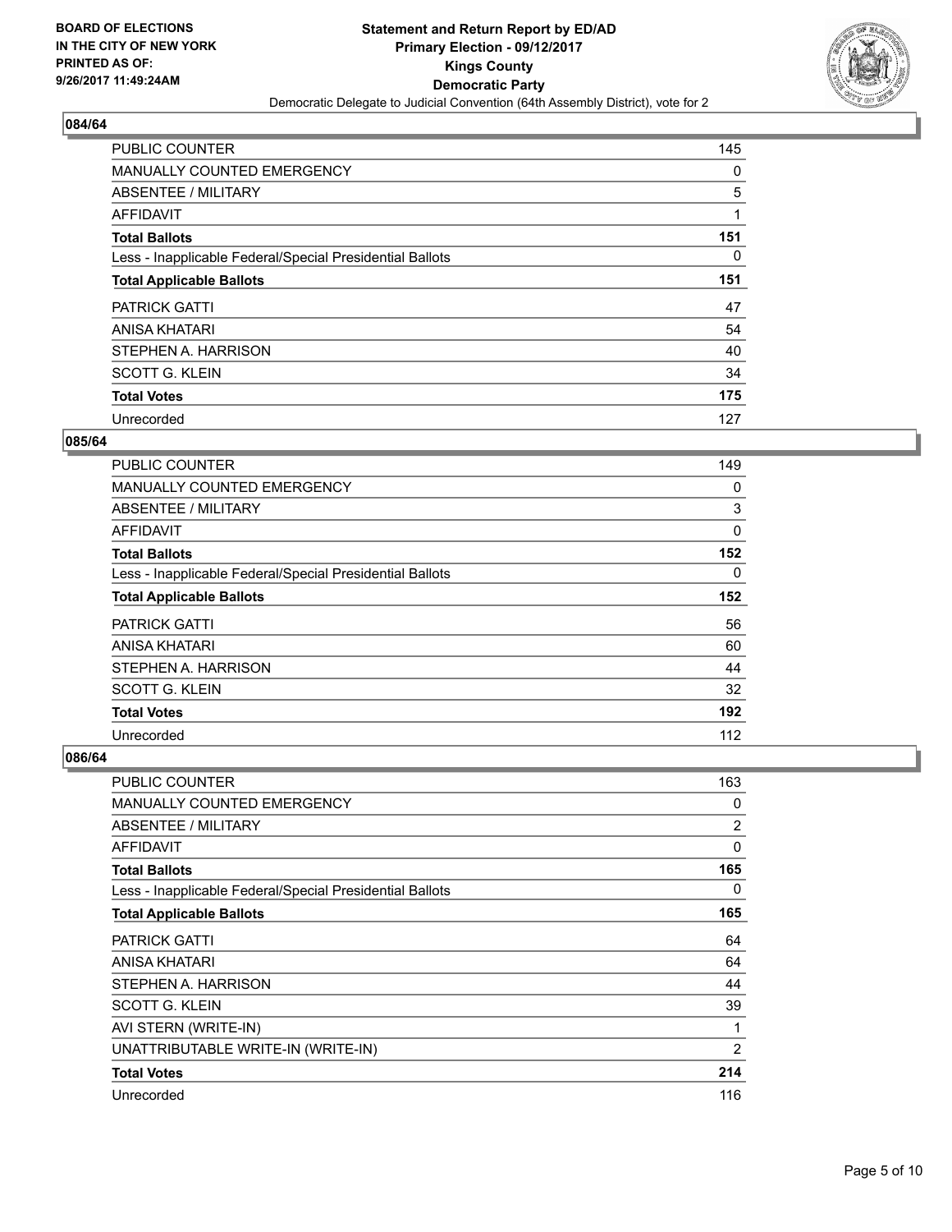BOARD OF ELECTIONS
IN THE CITY OF NEW YORK
PRINTED AS OF:
9/26/2017 11:49:24AM

**Statement and Return Report by ED/AD**
**Primary Election - 09/12/2017**
**Kings County**
**Democratic Party**
Democratic Delegate to Judicial Convention (64th Assembly District), vote for 2

### 084/64

| | |
|---|---|
| PUBLIC COUNTER | 145 |
| MANUALLY COUNTED EMERGENCY | 0 |
| ABSENTEE / MILITARY | 5 |
| AFFIDAVIT | 1 |
| **Total Ballots** | **151** |
| Less - Inapplicable Federal/Special Presidential Ballots | 0 |
| **Total Applicable Ballots** | **151** |
| PATRICK GATTI | 47 |
| ANISA KHATARI | 54 |
| STEPHEN A. HARRISON | 40 |
| SCOTT G. KLEIN | 34 |
| **Total Votes** | **175** |
| Unrecorded | 127 |

### 085/64

| | |
|---|---|
| PUBLIC COUNTER | 149 |
| MANUALLY COUNTED EMERGENCY | 0 |
| ABSENTEE / MILITARY | 3 |
| AFFIDAVIT | 0 |
| **Total Ballots** | **152** |
| Less - Inapplicable Federal/Special Presidential Ballots | 0 |
| **Total Applicable Ballots** | **152** |
| PATRICK GATTI | 56 |
| ANISA KHATARI | 60 |
| STEPHEN A. HARRISON | 44 |
| SCOTT G. KLEIN | 32 |
| **Total Votes** | **192** |
| Unrecorded | 112 |

### 086/64

| | |
|---|---|
| PUBLIC COUNTER | 163 |
| MANUALLY COUNTED EMERGENCY | 0 |
| ABSENTEE / MILITARY | 2 |
| AFFIDAVIT | 0 |
| **Total Ballots** | **165** |
| Less - Inapplicable Federal/Special Presidential Ballots | 0 |
| **Total Applicable Ballots** | **165** |
| PATRICK GATTI | 64 |
| ANISA KHATARI | 64 |
| STEPHEN A. HARRISON | 44 |
| SCOTT G. KLEIN | 39 |
| AVI STERN (WRITE-IN) | 1 |
| UNATTRIBUTABLE WRITE-IN (WRITE-IN) | 2 |
| **Total Votes** | **214** |
| Unrecorded | 116 |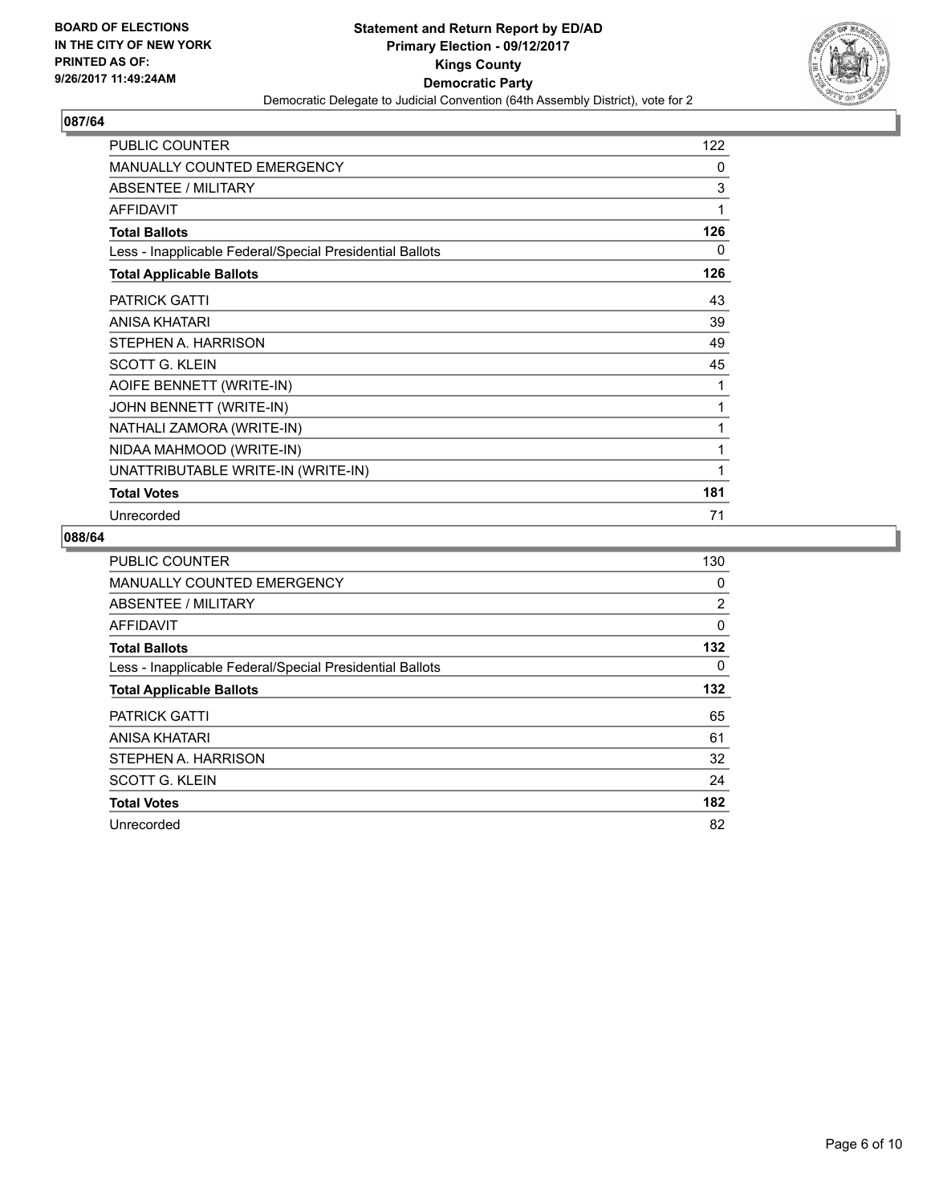BOARD OF ELECTIONS
IN THE CITY OF NEW YORK
PRINTED AS OF:
9/26/2017 11:49:24AM

**Statement and Return Report by ED/AD**
**Primary Election - 09/12/2017**
**Kings County**
**Democratic Party**
Democratic Delegate to Judicial Convention (64th Assembly District), vote for 2

### 087/64

| | |
|---|---|
| PUBLIC COUNTER | 122 |
| MANUALLY COUNTED EMERGENCY | 0 |
| ABSENTEE / MILITARY | 3 |
| AFFIDAVIT | 1 |
| **Total Ballots** | **126** |
| Less - Inapplicable Federal/Special Presidential Ballots | 0 |
| **Total Applicable Ballots** | **126** |
| PATRICK GATTI | 43 |
| ANISA KHATARI | 39 |
| STEPHEN A. HARRISON | 49 |
| SCOTT G. KLEIN | 45 |
| AOIFE BENNETT (WRITE-IN) | 1 |
| JOHN BENNETT (WRITE-IN) | 1 |
| NATHALI ZAMORA (WRITE-IN) | 1 |
| NIDAA MAHMOOD (WRITE-IN) | 1 |
| UNATTRIBUTABLE WRITE-IN (WRITE-IN) | 1 |
| **Total Votes** | **181** |
| Unrecorded | 71 |

### 088/64

| | |
|---|---|
| PUBLIC COUNTER | 130 |
| MANUALLY COUNTED EMERGENCY | 0 |
| ABSENTEE / MILITARY | 2 |
| AFFIDAVIT | 0 |
| **Total Ballots** | **132** |
| Less - Inapplicable Federal/Special Presidential Ballots | 0 |
| **Total Applicable Ballots** | **132** |
| PATRICK GATTI | 65 |
| ANISA KHATARI | 61 |
| STEPHEN A. HARRISON | 32 |
| SCOTT G. KLEIN | 24 |
| **Total Votes** | **182** |
| Unrecorded | 82 |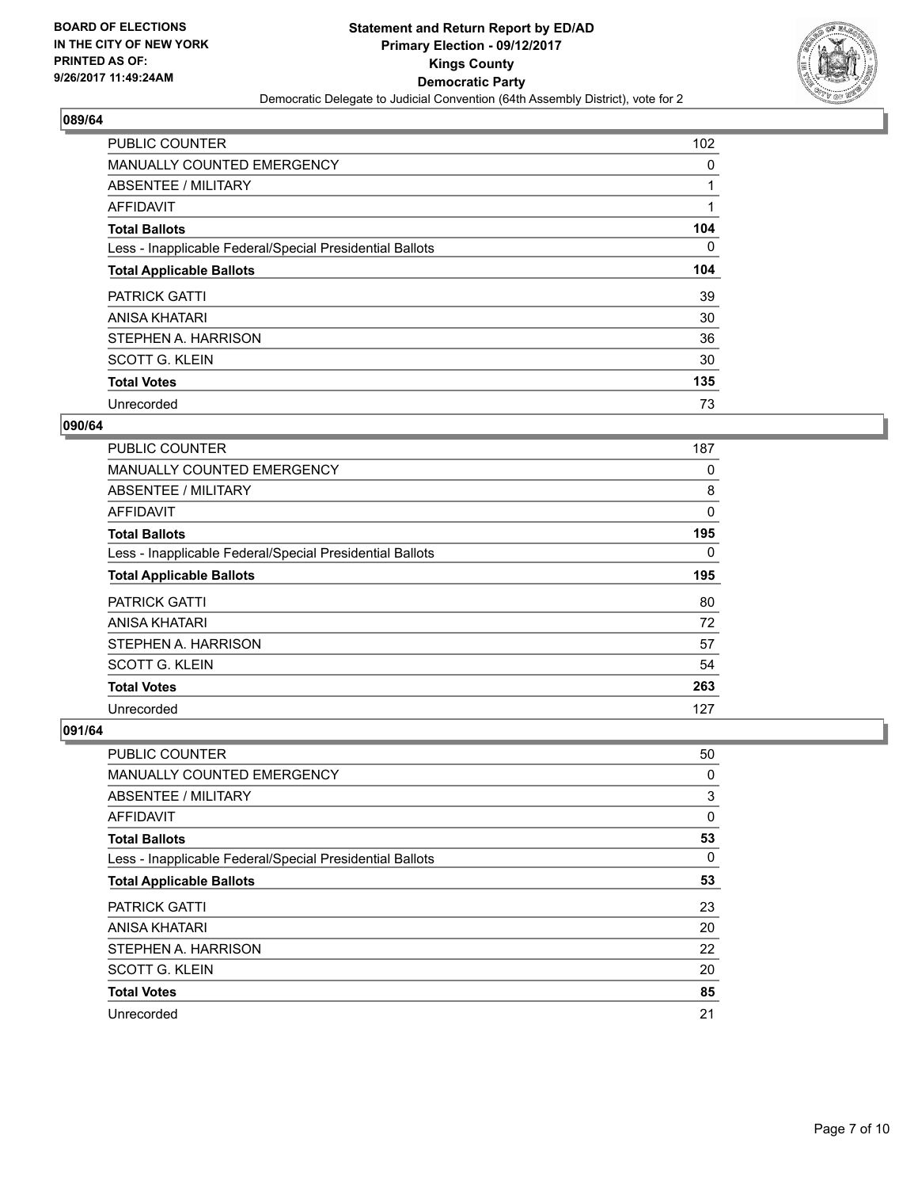**BOARD OF ELECTIONS IN THE CITY OF NEW YORK PRINTED AS OF: 9/26/2017 11:49:24AM**

# Statement and Return Report by ED/AD
## Primary Election - 09/12/2017
## Kings County
## Democratic Party
### Democratic Delegate to Judicial Convention (64th Assembly District), vote for 2

**089/64**

| | |
|---|---|
| PUBLIC COUNTER | 102 |
| MANUALLY COUNTED EMERGENCY | 0 |
| ABSENTEE / MILITARY | 1 |
| AFFIDAVIT | 1 |
| **Total Ballots** | **104** |
| Less - Inapplicable Federal/Special Presidential Ballots | 0 |
| **Total Applicable Ballots** | **104** |
| PATRICK GATTI | 39 |
| ANISA KHATARI | 30 |
| STEPHEN A. HARRISON | 36 |
| SCOTT G. KLEIN | 30 |
| **Total Votes** | **135** |
| Unrecorded | 73 |

**090/64**

| | |
|---|---|
| PUBLIC COUNTER | 187 |
| MANUALLY COUNTED EMERGENCY | 0 |
| ABSENTEE / MILITARY | 8 |
| AFFIDAVIT | 0 |
| **Total Ballots** | **195** |
| Less - Inapplicable Federal/Special Presidential Ballots | 0 |
| **Total Applicable Ballots** | **195** |
| PATRICK GATTI | 80 |
| ANISA KHATARI | 72 |
| STEPHEN A. HARRISON | 57 |
| SCOTT G. KLEIN | 54 |
| **Total Votes** | **263** |
| Unrecorded | 127 |

**091/64**

| | |
|---|---|
| PUBLIC COUNTER | 50 |
| MANUALLY COUNTED EMERGENCY | 0 |
| ABSENTEE / MILITARY | 3 |
| AFFIDAVIT | 0 |
| **Total Ballots** | **53** |
| Less - Inapplicable Federal/Special Presidential Ballots | 0 |
| **Total Applicable Ballots** | **53** |
| PATRICK GATTI | 23 |
| ANISA KHATARI | 20 |
| STEPHEN A. HARRISON | 22 |
| SCOTT G. KLEIN | 20 |
| **Total Votes** | **85** |
| Unrecorded | 21 |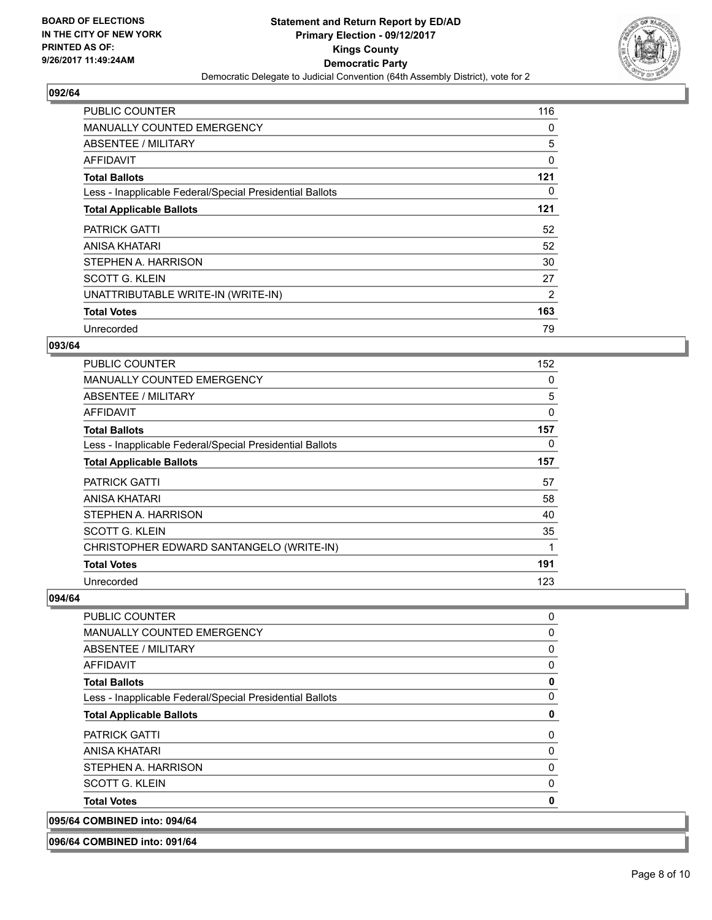## 092/64

| | |
|---|---|
| PUBLIC COUNTER | 116 |
| MANUALLY COUNTED EMERGENCY | 0 |
| ABSENTEE / MILITARY | 5 |
| AFFIDAVIT | 0 |
| **Total Ballots** | **121** |
| Less - Inapplicable Federal/Special Presidential Ballots | 0 |
| **Total Applicable Ballots** | **121** |
| PATRICK GATTI | 52 |
| ANISA KHATARI | 52 |
| STEPHEN A. HARRISON | 30 |
| SCOTT G. KLEIN | 27 |
| UNATTRIBUTABLE WRITE-IN (WRITE-IN) | 2 |
| **Total Votes** | **163** |
| Unrecorded | 79 |

## 093/64

| | |
|---|---|
| PUBLIC COUNTER | 152 |
| MANUALLY COUNTED EMERGENCY | 0 |
| ABSENTEE / MILITARY | 5 |
| AFFIDAVIT | 0 |
| **Total Ballots** | **157** |
| Less - Inapplicable Federal/Special Presidential Ballots | 0 |
| **Total Applicable Ballots** | **157** |
| PATRICK GATTI | 57 |
| ANISA KHATARI | 58 |
| STEPHEN A. HARRISON | 40 |
| SCOTT G. KLEIN | 35 |
| CHRISTOPHER EDWARD SANTANGELO (WRITE-IN) | 1 |
| **Total Votes** | **191** |
| Unrecorded | 123 |

## 094/64

| | |
|---|---|
| PUBLIC COUNTER | 0 |
| MANUALLY COUNTED EMERGENCY | 0 |
| ABSENTEE / MILITARY | 0 |
| AFFIDAVIT | 0 |
| **Total Ballots** | **0** |
| Less - Inapplicable Federal/Special Presidential Ballots | 0 |
| **Total Applicable Ballots** | **0** |
| PATRICK GATTI | 0 |
| ANISA KHATARI | 0 |
| STEPHEN A. HARRISON | 0 |
| SCOTT G. KLEIN | 0 |
| **Total Votes** | **0** |

## 095/64 COMBINED into: 094/64

## 096/64 COMBINED into: 091/64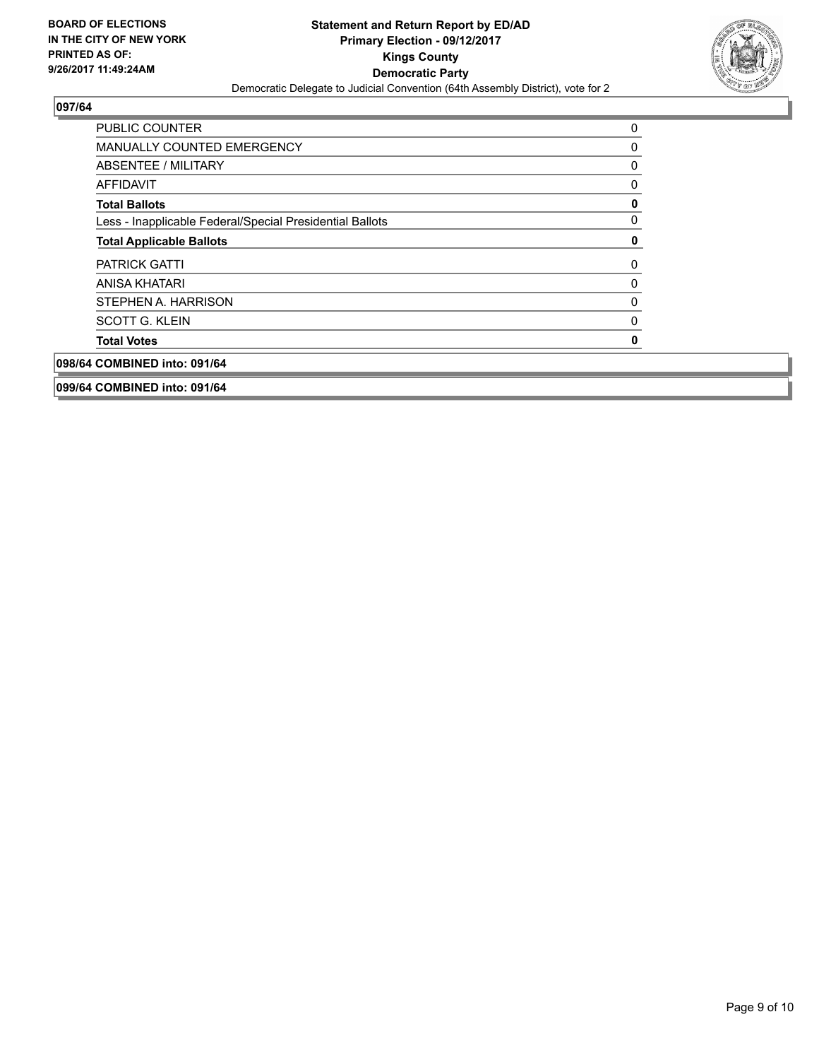**BOARD OF ELECTIONS IN THE CITY OF NEW YORK PRINTED AS OF: 9/26/2017 11:49:24AM**

**Statement and Return Report by ED/AD**
**Primary Election - 09/12/2017**
**Kings County**
**Democratic Party**
Democratic Delegate to Judicial Convention (64th Assembly District), vote for 2

## 097/64

| | |
|---|---|
| PUBLIC COUNTER | 0 |
| MANUALLY COUNTED EMERGENCY | 0 |
| ABSENTEE / MILITARY | 0 |
| AFFIDAVIT | 0 |
| **Total Ballots** | **0** |
| Less - Inapplicable Federal/Special Presidential Ballots | 0 |
| **Total Applicable Ballots** | **0** |
| PATRICK GATTI | 0 |
| ANISA KHATARI | 0 |
| STEPHEN A. HARRISON | 0 |
| SCOTT G. KLEIN | 0 |
| **Total Votes** | **0** |

## 098/64 COMBINED into: 091/64

## 099/64 COMBINED into: 091/64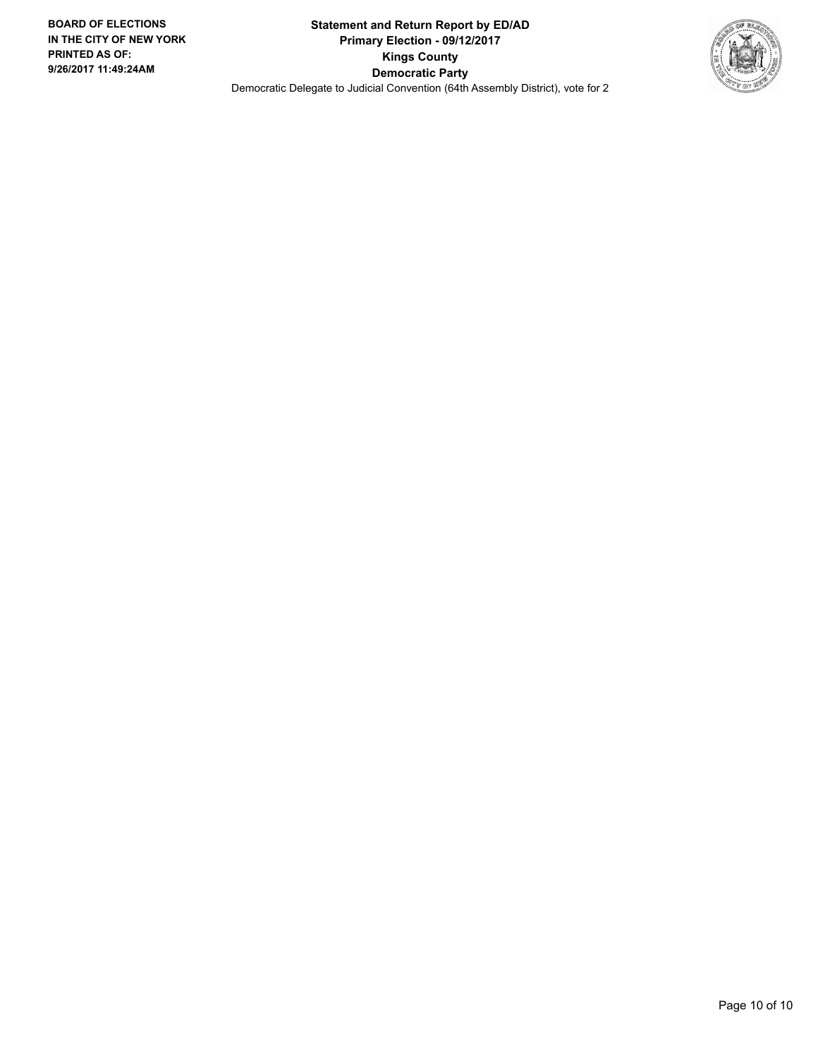**BOARD OF ELECTIONS**
**IN THE CITY OF NEW YORK**
**PRINTED AS OF:**
**9/26/2017 11:49:24AM**

**Statement and Return Report by ED/AD**
**Primary Election - 09/12/2017**
**Kings County**
**Democratic Party**
Democratic Delegate to Judicial Convention (64th Assembly District), vote for 2